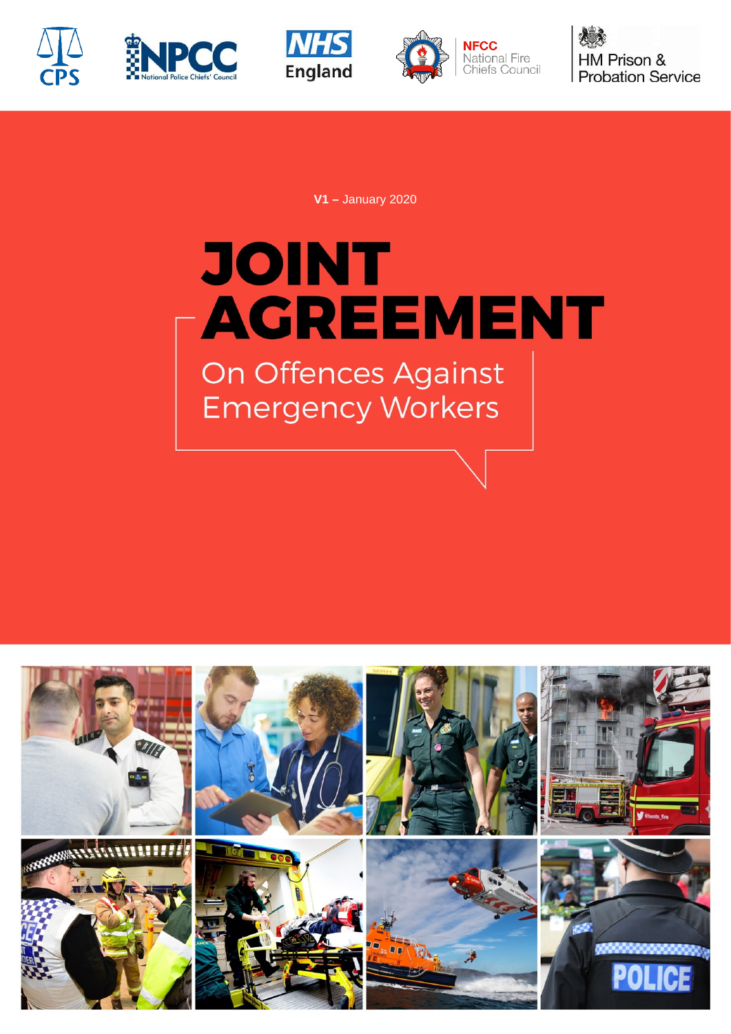CPS

NPCC National Police Chiefs' Council

NHS England

NFCC National Fire Chiefs Council

HM Prison & Probation Service

**V1 –** January 2020

# JOINT AGREEMENT

## On Offences Against Emergency Workers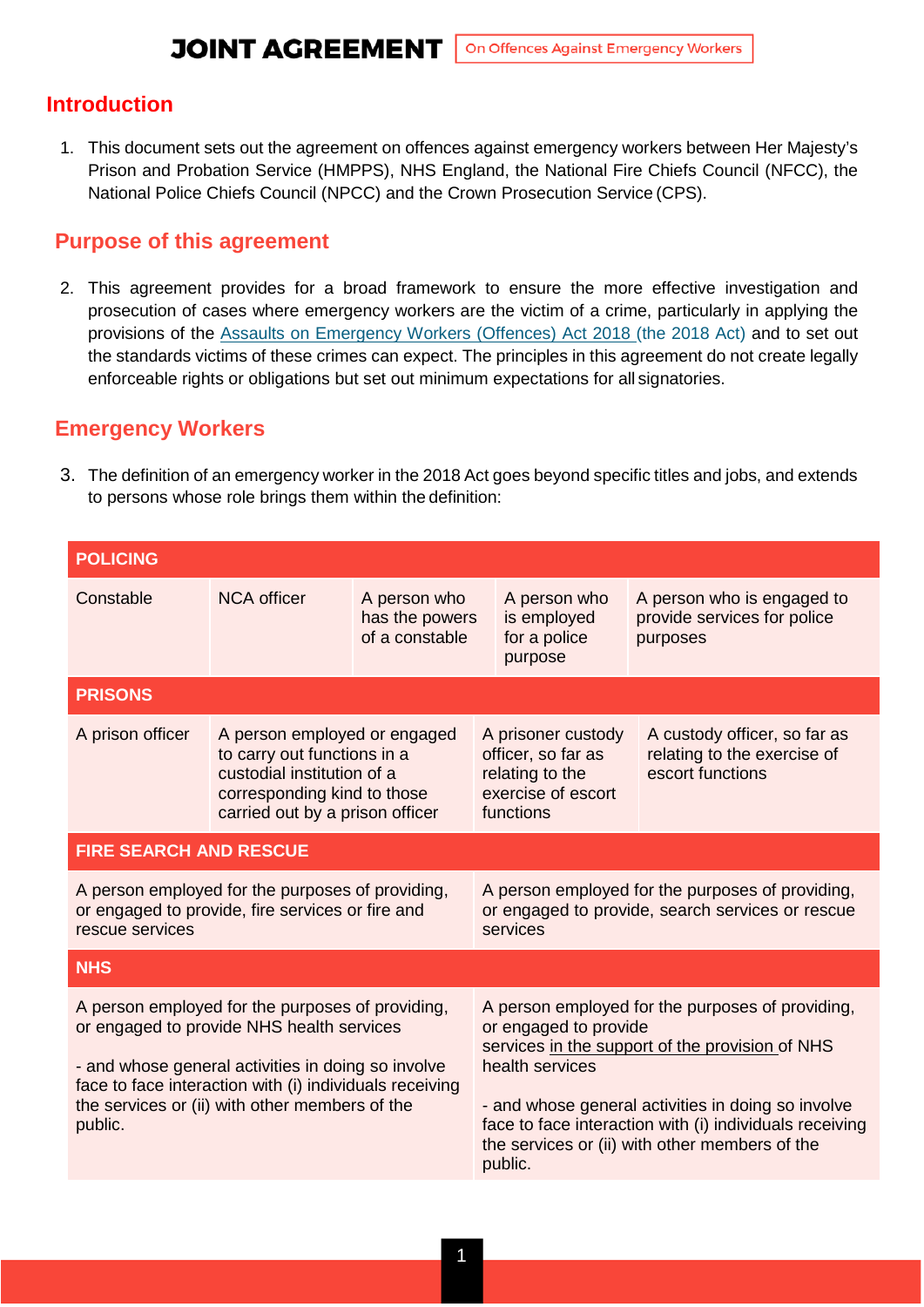# JOINT AGREEMENT On Offences Against Emergency Workers

## Introduction

1. This document sets out the agreement on offences against emergency workers between Her Majesty's Prison and Probation Service (HMPPS), NHS England, the National Fire Chiefs Council (NFCC), the National Police Chiefs Council (NPCC) and the Crown Prosecution Service (CPS).

## Purpose of this agreement

2. This agreement provides for a broad framework to ensure the more effective investigation and prosecution of cases where emergency workers are the victim of a crime, particularly in applying the provisions of the Assaults on Emergency Workers (Offences) Act 2018 (the 2018 Act) and to set out the standards victims of these crimes can expect. The principles in this agreement do not create legally enforceable rights or obligations but set out minimum expectations for all signatories.

## Emergency Workers

3. The definition of an emergency worker in the 2018 Act goes beyond specific titles and jobs, and extends to persons whose role brings them within the definition:

| | | | | |
|---|---|---|---|---|
| **POLICING** | | | | |
| Constable | NCA officer | A person who has the powers of a constable | A person who is employed for a police purpose | A person who is engaged to provide services for police purposes |
| **PRISONS** | | | | |
| A prison officer | A person employed or engaged to carry out functions in a custodial institution of a corresponding kind to those carried out by a prison officer | A prisoner custody officer, so far as relating to the exercise of escort functions | A custody officer, so far as relating to the exercise of escort functions | |
| **FIRE SEARCH AND RESCUE** | | | | |
| A person employed for the purposes of providing, or engaged to provide, fire services or fire and rescue services | A person employed for the purposes of providing, or engaged to provide, search services or rescue services | | | |
| **NHS** | | | | |
| A person employed for the purposes of providing, or engaged to provide NHS health services<br><br>- and whose general activities in doing so involve face to face interaction with (i) individuals receiving the services or (ii) with other members of the public. | A person employed for the purposes of providing, or engaged to provide services in the support of the provision of NHS health services<br><br>- and whose general activities in doing so involve face to face interaction with (i) individuals receiving the services or (ii) with other members of the public. | | | |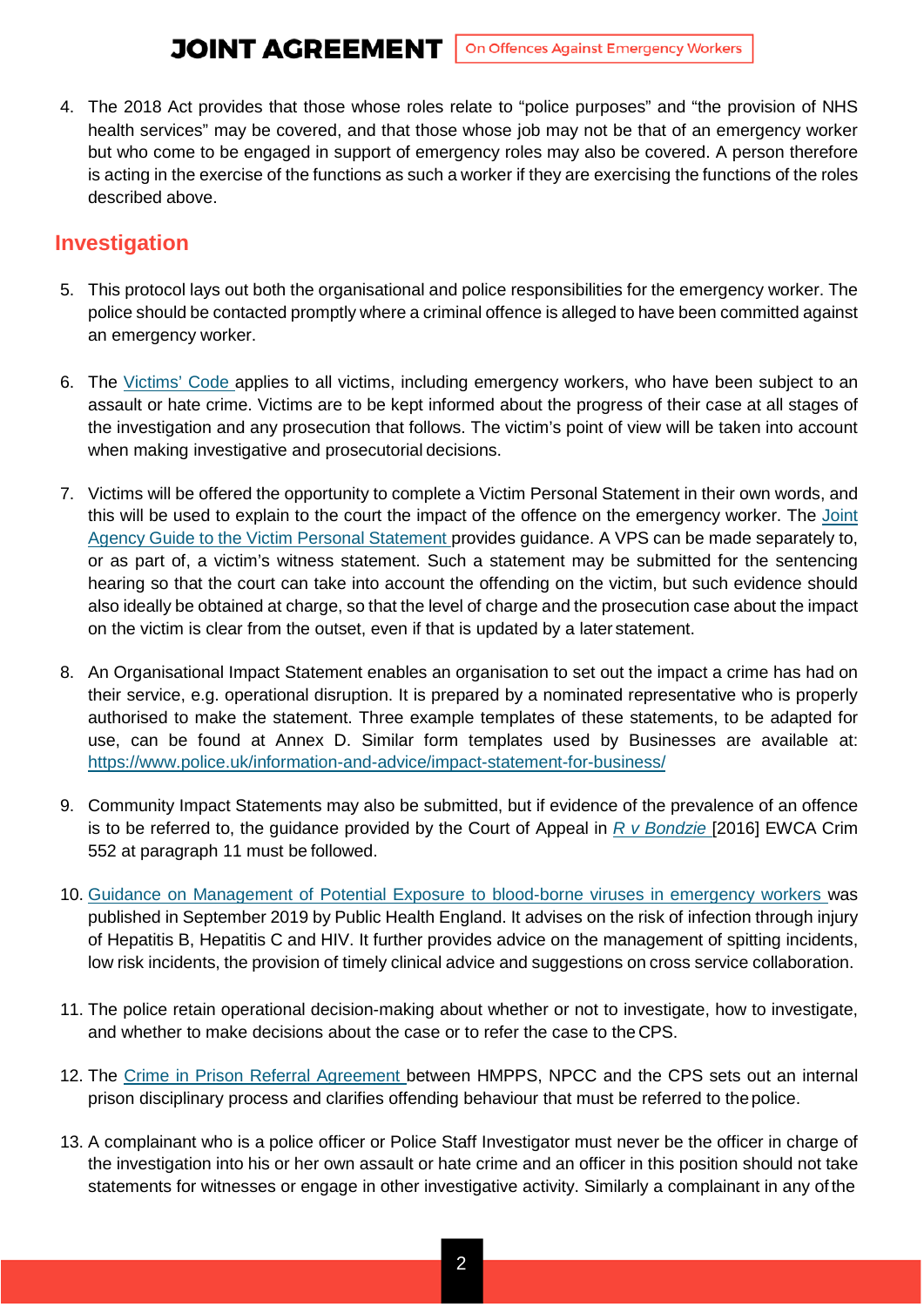4. The 2018 Act provides that those whose roles relate to "police purposes" and "the provision of NHS health services" may be covered, and that those whose job may not be that of an emergency worker but who come to be engaged in support of emergency roles may also be covered. A person therefore is acting in the exercise of the functions as such a worker if they are exercising the functions of the roles described above.

## Investigation

5. This protocol lays out both the organisational and police responsibilities for the emergency worker. The police should be contacted promptly where a criminal offence is alleged to have been committed against an emergency worker.

6. The Victims' Code applies to all victims, including emergency workers, who have been subject to an assault or hate crime. Victims are to be kept informed about the progress of their case at all stages of the investigation and any prosecution that follows. The victim's point of view will be taken into account when making investigative and prosecutorial decisions.

7. Victims will be offered the opportunity to complete a Victim Personal Statement in their own words, and this will be used to explain to the court the impact of the offence on the emergency worker. The Joint Agency Guide to the Victim Personal Statement provides guidance. A VPS can be made separately to, or as part of, a victim's witness statement. Such a statement may be submitted for the sentencing hearing so that the court can take into account the offending on the victim, but such evidence should also ideally be obtained at charge, so that the level of charge and the prosecution case about the impact on the victim is clear from the outset, even if that is updated by a later statement.

8. An Organisational Impact Statement enables an organisation to set out the impact a crime has had on their service, e.g. operational disruption. It is prepared by a nominated representative who is properly authorised to make the statement. Three example templates of these statements, to be adapted for use, can be found at Annex D. Similar form templates used by Businesses are available at: https://www.police.uk/information-and-advice/impact-statement-for-business/

9. Community Impact Statements may also be submitted, but if evidence of the prevalence of an offence is to be referred to, the guidance provided by the Court of Appeal in *R v Bondzie* [2016] EWCA Crim 552 at paragraph 11 must be followed.

10. Guidance on Management of Potential Exposure to blood-borne viruses in emergency workers was published in September 2019 by Public Health England. It advises on the risk of infection through injury of Hepatitis B, Hepatitis C and HIV. It further provides advice on the management of spitting incidents, low risk incidents, the provision of timely clinical advice and suggestions on cross service collaboration.

11. The police retain operational decision-making about whether or not to investigate, how to investigate, and whether to make decisions about the case or to refer the case to the CPS.

12. The Crime in Prison Referral Agreement between HMPPS, NPCC and the CPS sets out an internal prison disciplinary process and clarifies offending behaviour that must be referred to the police.

13. A complainant who is a police officer or Police Staff Investigator must never be the officer in charge of the investigation into his or her own assault or hate crime and an officer in this position should not take statements for witnesses or engage in other investigative activity. Similarly a complainant in any of the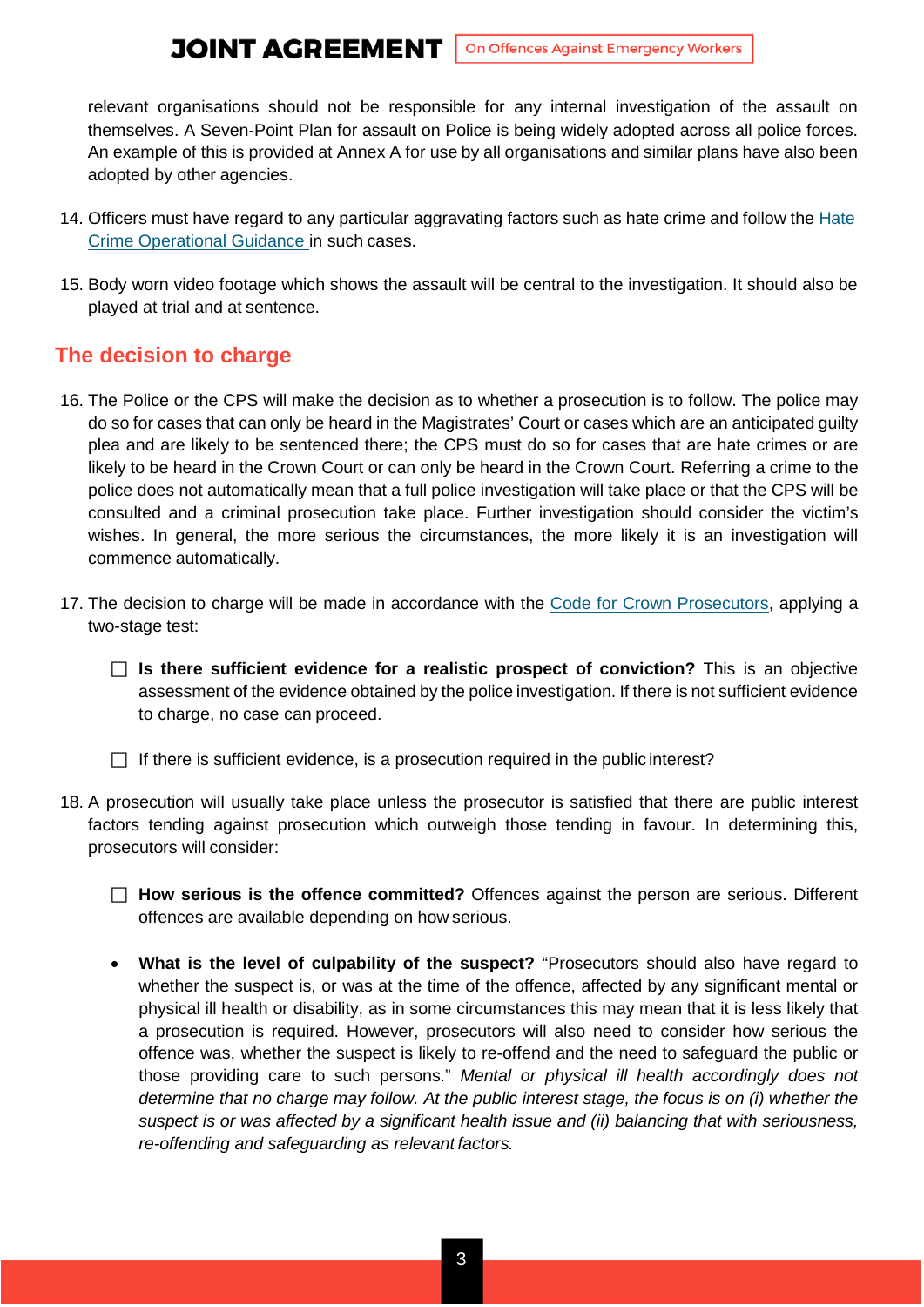relevant organisations should not be responsible for any internal investigation of the assault on themselves. A Seven-Point Plan for assault on Police is being widely adopted across all police forces. An example of this is provided at Annex A for use by all organisations and similar plans have also been adopted by other agencies.

14. Officers must have regard to any particular aggravating factors such as hate crime and follow the [Hate Crime Operational Guidance](#) in such cases.

15. Body worn video footage which shows the assault will be central to the investigation. It should also be played at trial and at sentence.

## The decision to charge

16. The Police or the CPS will make the decision as to whether a prosecution is to follow. The police may do so for cases that can only be heard in the Magistrates' Court or cases which are an anticipated guilty plea and are likely to be sentenced there; the CPS must do so for cases that are hate crimes or are likely to be heard in the Crown Court or can only be heard in the Crown Court. Referring a crime to the police does not automatically mean that a full police investigation will take place or that the CPS will be consulted and a criminal prosecution take place. Further investigation should consider the victim's wishes. In general, the more serious the circumstances, the more likely it is an investigation will commence automatically.

17. The decision to charge will be made in accordance with the [Code for Crown Prosecutors](#), applying a two-stage test:

    - **Is there sufficient evidence for a realistic prospect of conviction?** This is an objective assessment of the evidence obtained by the police investigation. If there is not sufficient evidence to charge, no case can proceed.

    - If there is sufficient evidence, is a prosecution required in the public interest?

18. A prosecution will usually take place unless the prosecutor is satisfied that there are public interest factors tending against prosecution which outweigh those tending in favour. In determining this, prosecutors will consider:

    - **How serious is the offence committed?** Offences against the person are serious. Different offences are available depending on how serious.

    - **What is the level of culpability of the suspect?** "Prosecutors should also have regard to whether the suspect is, or was at the time of the offence, affected by any significant mental or physical ill health or disability, as in some circumstances this may mean that it is less likely that a prosecution is required. However, prosecutors will also need to consider how serious the offence was, whether the suspect is likely to re-offend and the need to safeguard the public or those providing care to such persons." *Mental or physical ill health accordingly does not determine that no charge may follow. At the public interest stage, the focus is on (i) whether the suspect is or was affected by a significant health issue and (ii) balancing that with seriousness, re-offending and safeguarding as relevant factors.*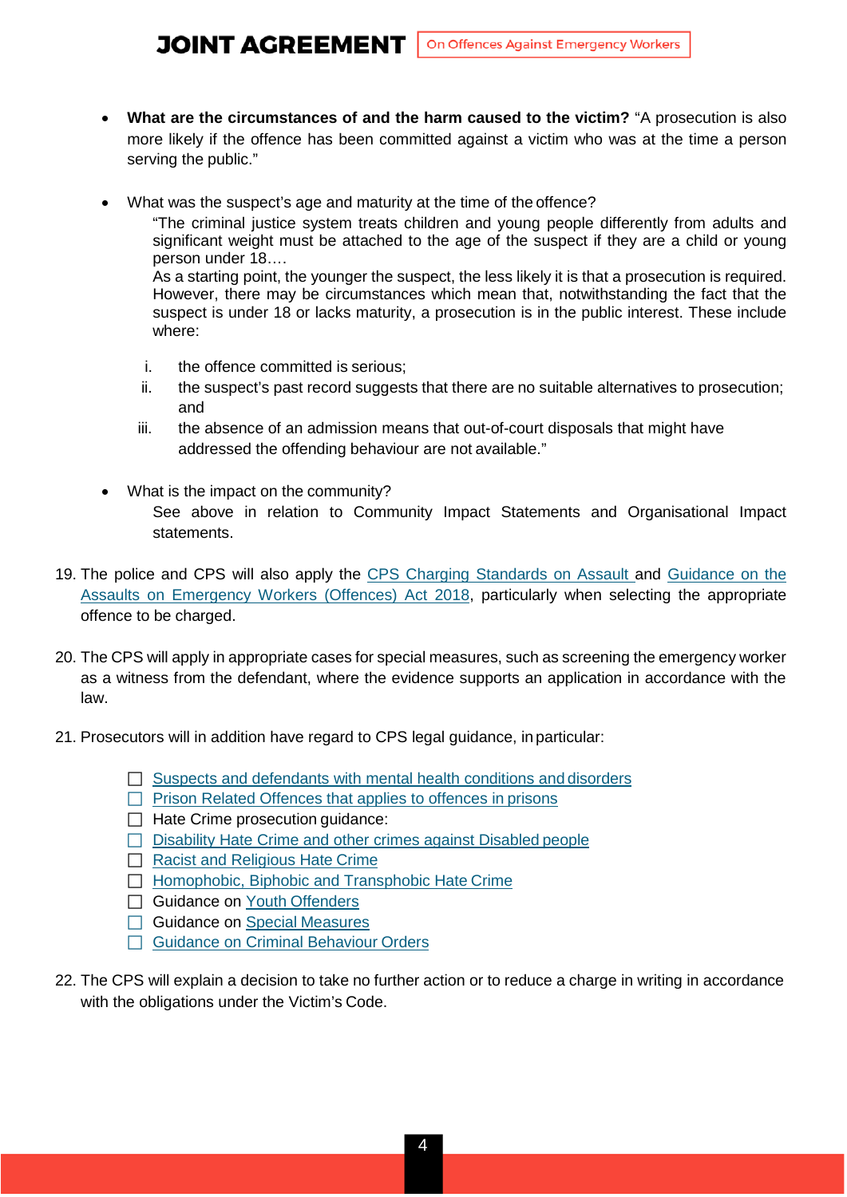- **What are the circumstances of and the harm caused to the victim?** "A prosecution is also more likely if the offence has been committed against a victim who was at the time a person serving the public."

- What was the suspect's age and maturity at the time of the offence?

  "The criminal justice system treats children and young people differently from adults and significant weight must be attached to the age of the suspect if they are a child or young person under 18….

  As a starting point, the younger the suspect, the less likely it is that a prosecution is required. However, there may be circumstances which mean that, notwithstanding the fact that the suspect is under 18 or lacks maturity, a prosecution is in the public interest. These include where:

  i. the offence committed is serious;
  ii. the suspect's past record suggests that there are no suitable alternatives to prosecution; and
  iii. the absence of an admission means that out-of-court disposals that might have addressed the offending behaviour are not available."

- What is the impact on the community?

  See above in relation to Community Impact Statements and Organisational Impact statements.

19. The police and CPS will also apply the CPS Charging Standards on Assault and Guidance on the Assaults on Emergency Workers (Offences) Act 2018, particularly when selecting the appropriate offence to be charged.

20. The CPS will apply in appropriate cases for special measures, such as screening the emergency worker as a witness from the defendant, where the evidence supports an application in accordance with the law.

21. Prosecutors will in addition have regard to CPS legal guidance, in particular:

    - Suspects and defendants with mental health conditions and disorders
    - Prison Related Offences that applies to offences in prisons
    - Hate Crime prosecution guidance:
    - Disability Hate Crime and other crimes against Disabled people
    - Racist and Religious Hate Crime
    - Homophobic, Biphobic and Transphobic Hate Crime
    - Guidance on Youth Offenders
    - Guidance on Special Measures
    - Guidance on Criminal Behaviour Orders

22. The CPS will explain a decision to take no further action or to reduce a charge in writing in accordance with the obligations under the Victim's Code.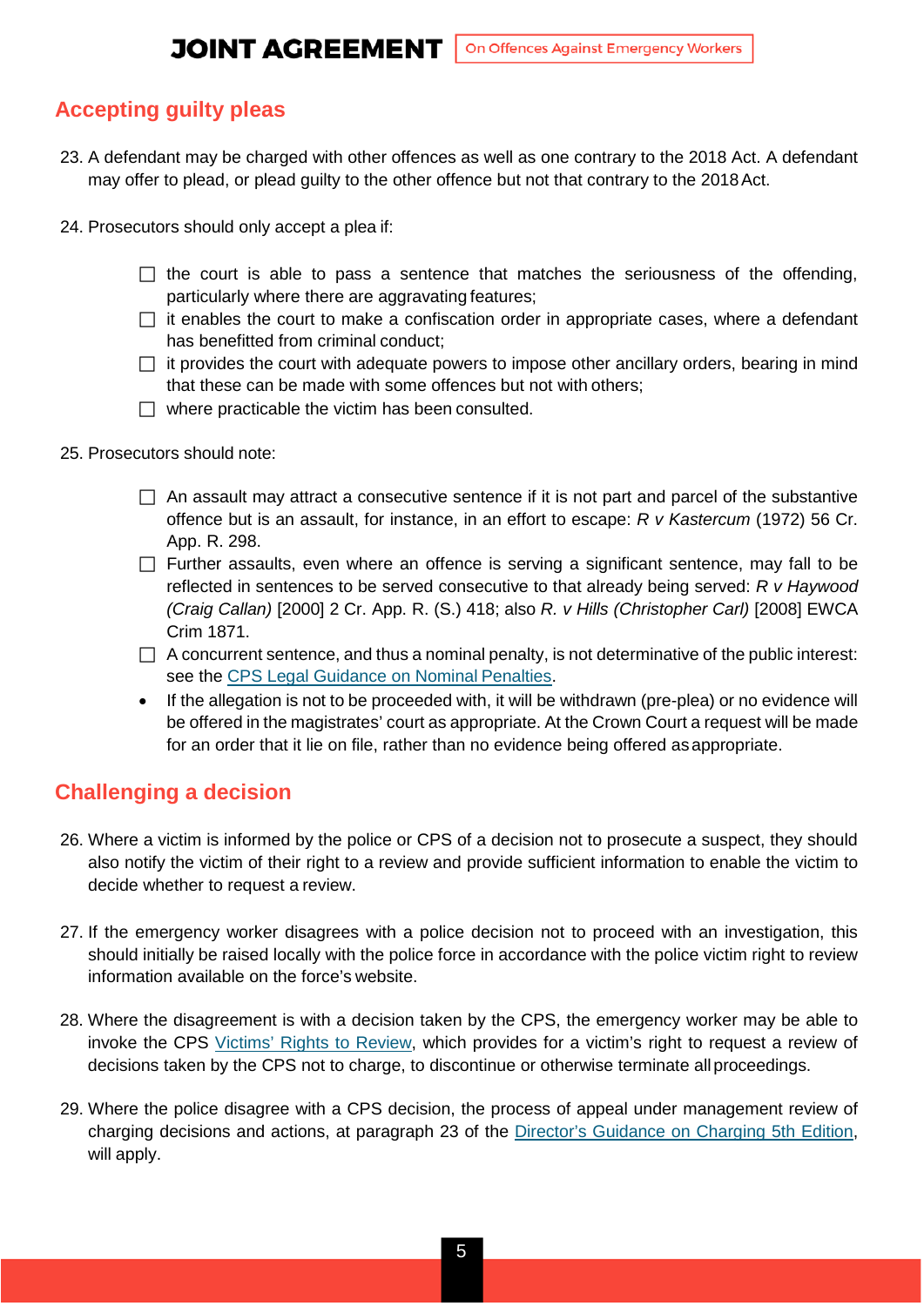## Accepting guilty pleas

23. A defendant may be charged with other offences as well as one contrary to the 2018 Act. A defendant may offer to plead, or plead guilty to the other offence but not that contrary to the 2018 Act.

24. Prosecutors should only accept a plea if:

    - ☐ the court is able to pass a sentence that matches the seriousness of the offending, particularly where there are aggravating features;
    - ☐ it enables the court to make a confiscation order in appropriate cases, where a defendant has benefitted from criminal conduct;
    - ☐ it provides the court with adequate powers to impose other ancillary orders, bearing in mind that these can be made with some offences but not with others;
    - ☐ where practicable the victim has been consulted.

25. Prosecutors should note:

    - ☐ An assault may attract a consecutive sentence if it is not part and parcel of the substantive offence but is an assault, for instance, in an effort to escape: *R v Kastercum* (1972) 56 Cr. App. R. 298.
    - ☐ Further assaults, even where an offence is serving a significant sentence, may fall to be reflected in sentences to be served consecutive to that already being served: *R v Haywood (Craig Callan)* [2000] 2 Cr. App. R. (S.) 418; also *R. v Hills (Christopher Carl)* [2008] EWCA Crim 1871.
    - ☐ A concurrent sentence, and thus a nominal penalty, is not determinative of the public interest: see the CPS Legal Guidance on Nominal Penalties.
    - If the allegation is not to be proceeded with, it will be withdrawn (pre-plea) or no evidence will be offered in the magistrates' court as appropriate. At the Crown Court a request will be made for an order that it lie on file, rather than no evidence being offered as appropriate.

## Challenging a decision

26. Where a victim is informed by the police or CPS of a decision not to prosecute a suspect, they should also notify the victim of their right to a review and provide sufficient information to enable the victim to decide whether to request a review.

27. If the emergency worker disagrees with a police decision not to proceed with an investigation, this should initially be raised locally with the police force in accordance with the police victim right to review information available on the force's website.

28. Where the disagreement is with a decision taken by the CPS, the emergency worker may be able to invoke the CPS Victims' Rights to Review, which provides for a victim's right to request a review of decisions taken by the CPS not to charge, to discontinue or otherwise terminate all proceedings.

29. Where the police disagree with a CPS decision, the process of appeal under management review of charging decisions and actions, at paragraph 23 of the Director's Guidance on Charging 5th Edition, will apply.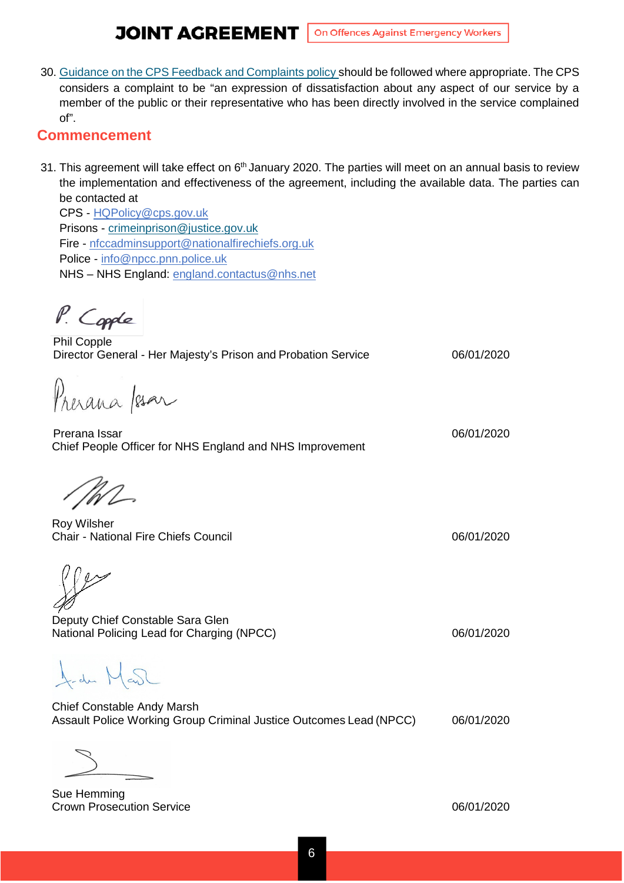30. [Guidance on the CPS Feedback and Complaints policy](#) should be followed where appropriate. The CPS considers a complaint to be "an expression of dissatisfaction about any aspect of our service by a member of the public or their representative who has been directly involved in the service complained of".

## Commencement

31. This agreement will take effect on 6th January 2020. The parties will meet on an annual basis to review the implementation and effectiveness of the agreement, including the available data. The parties can be contacted at
    CPS - HQPolicy@cps.gov.uk
    Prisons - crimeinprison@justice.gov.uk
    Fire - nfccadminsupport@nationalfirechiefs.org.uk
    Police - info@npcc.pnn.police.uk
    NHS – NHS England: england.contactus@nhs.net

Phil Copple
Director General - Her Majesty's Prison and Probation Service — 06/01/2020

Prerana Issar
Chief People Officer for NHS England and NHS Improvement — 06/01/2020

Roy Wilsher
Chair - National Fire Chiefs Council — 06/01/2020

Deputy Chief Constable Sara Glen
National Policing Lead for Charging (NPCC) — 06/01/2020

Chief Constable Andy Marsh
Assault Police Working Group Criminal Justice Outcomes Lead (NPCC) — 06/01/2020

Sue Hemming
Crown Prosecution Service — 06/01/2020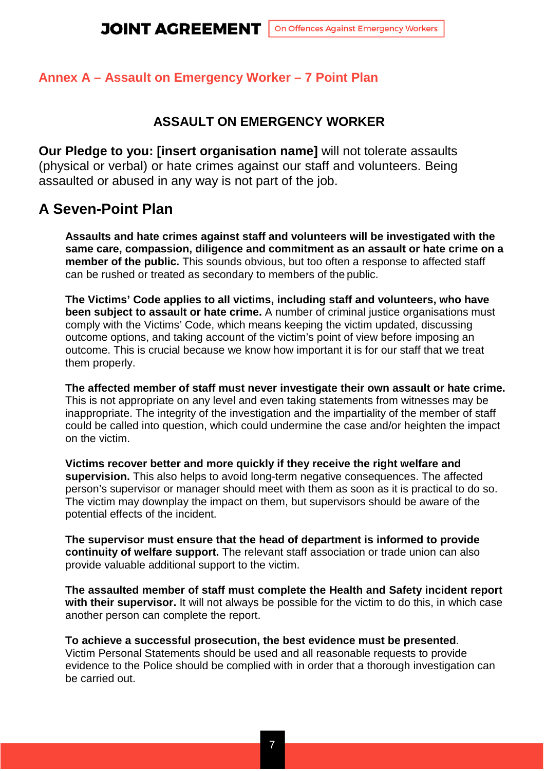## Annex A – Assault on Emergency Worker – 7 Point Plan

### ASSAULT ON EMERGENCY WORKER

**Our Pledge to you: [insert organisation name]** will not tolerate assaults (physical or verbal) or hate crimes against our staff and volunteers. Being assaulted or abused in any way is not part of the job.

## A Seven-Point Plan

**Assaults and hate crimes against staff and volunteers will be investigated with the same care, compassion, diligence and commitment as an assault or hate crime on a member of the public.** This sounds obvious, but too often a response to affected staff can be rushed or treated as secondary to members of the public.

**The Victims' Code applies to all victims, including staff and volunteers, who have been subject to assault or hate crime.** A number of criminal justice organisations must comply with the Victims' Code, which means keeping the victim updated, discussing outcome options, and taking account of the victim's point of view before imposing an outcome. This is crucial because we know how important it is for our staff that we treat them properly.

**The affected member of staff must never investigate their own assault or hate crime.** This is not appropriate on any level and even taking statements from witnesses may be inappropriate. The integrity of the investigation and the impartiality of the member of staff could be called into question, which could undermine the case and/or heighten the impact on the victim.

**Victims recover better and more quickly if they receive the right welfare and supervision.** This also helps to avoid long-term negative consequences. The affected person's supervisor or manager should meet with them as soon as it is practical to do so. The victim may downplay the impact on them, but supervisors should be aware of the potential effects of the incident.

**The supervisor must ensure that the head of department is informed to provide continuity of welfare support.** The relevant staff association or trade union can also provide valuable additional support to the victim.

**The assaulted member of staff must complete the Health and Safety incident report with their supervisor.** It will not always be possible for the victim to do this, in which case another person can complete the report.

**To achieve a successful prosecution, the best evidence must be presented**. Victim Personal Statements should be used and all reasonable requests to provide evidence to the Police should be complied with in order that a thorough investigation can be carried out.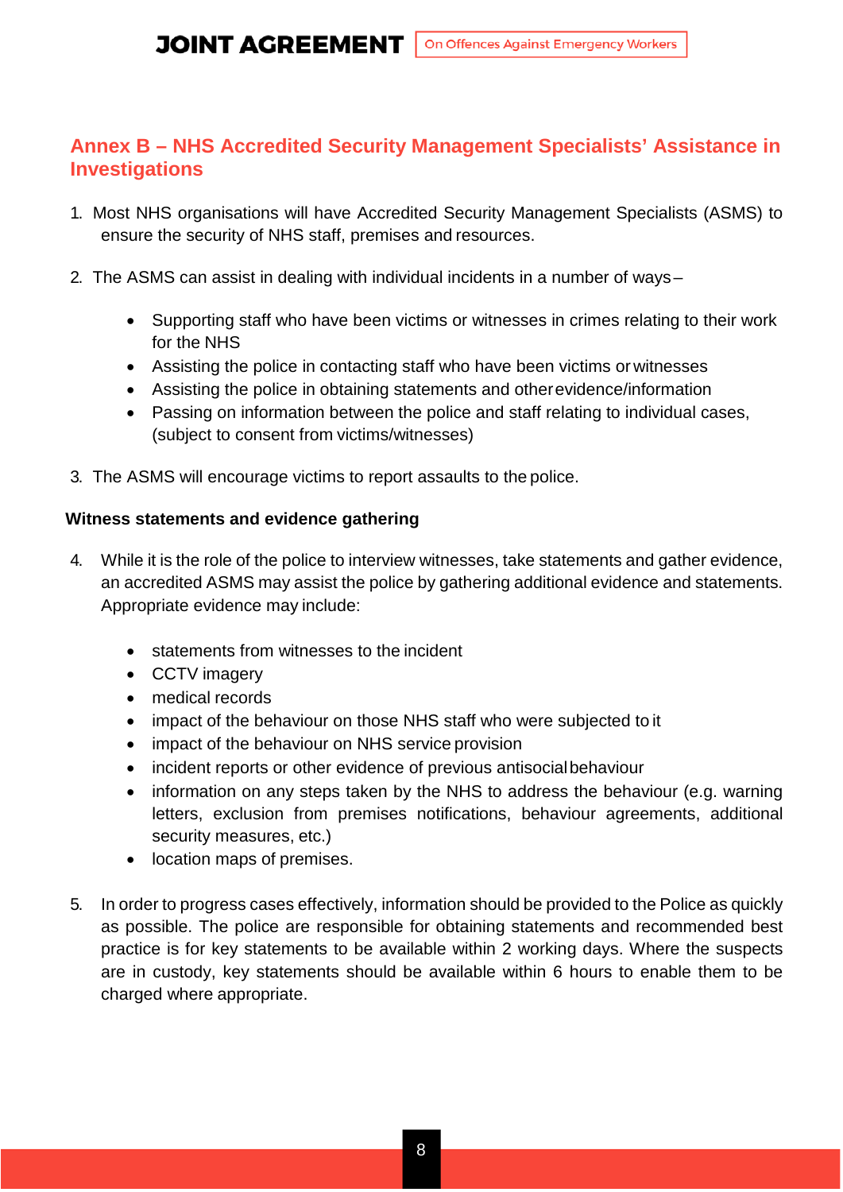## Annex B – NHS Accredited Security Management Specialists' Assistance in Investigations

1. Most NHS organisations will have Accredited Security Management Specialists (ASMS) to ensure the security of NHS staff, premises and resources.

2. The ASMS can assist in dealing with individual incidents in a number of ways –

    - Supporting staff who have been victims or witnesses in crimes relating to their work for the NHS
    - Assisting the police in contacting staff who have been victims or witnesses
    - Assisting the police in obtaining statements and other evidence/information
    - Passing on information between the police and staff relating to individual cases, (subject to consent from victims/witnesses)

3. The ASMS will encourage victims to report assaults to the police.

**Witness statements and evidence gathering**

4. While it is the role of the police to interview witnesses, take statements and gather evidence, an accredited ASMS may assist the police by gathering additional evidence and statements. Appropriate evidence may include:

    - statements from witnesses to the incident
    - CCTV imagery
    - medical records
    - impact of the behaviour on those NHS staff who were subjected to it
    - impact of the behaviour on NHS service provision
    - incident reports or other evidence of previous antisocial behaviour
    - information on any steps taken by the NHS to address the behaviour (e.g. warning letters, exclusion from premises notifications, behaviour agreements, additional security measures, etc.)
    - location maps of premises.

5. In order to progress cases effectively, information should be provided to the Police as quickly as possible. The police are responsible for obtaining statements and recommended best practice is for key statements to be available within 2 working days. Where the suspects are in custody, key statements should be available within 6 hours to enable them to be charged where appropriate.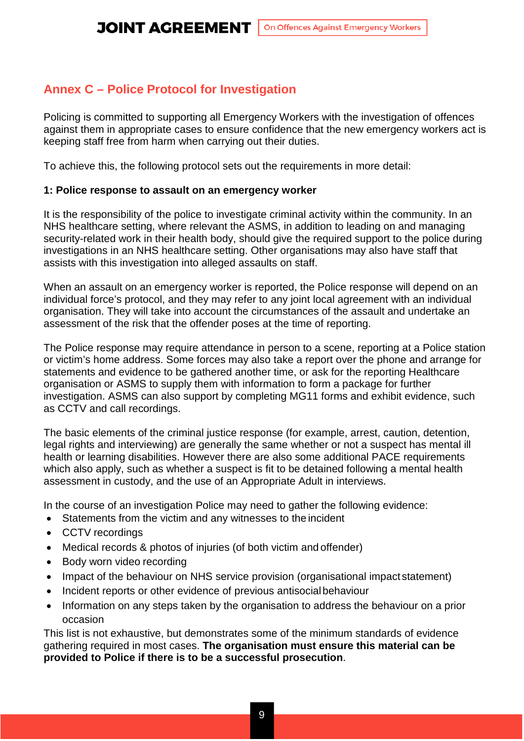## Annex C – Police Protocol for Investigation

Policing is committed to supporting all Emergency Workers with the investigation of offences against them in appropriate cases to ensure confidence that the new emergency workers act is keeping staff free from harm when carrying out their duties.

To achieve this, the following protocol sets out the requirements in more detail:

**1: Police response to assault on an emergency worker**

It is the responsibility of the police to investigate criminal activity within the community. In an NHS healthcare setting, where relevant the ASMS, in addition to leading on and managing security-related work in their health body, should give the required support to the police during investigations in an NHS healthcare setting. Other organisations may also have staff that assists with this investigation into alleged assaults on staff.

When an assault on an emergency worker is reported, the Police response will depend on an individual force's protocol, and they may refer to any joint local agreement with an individual organisation. They will take into account the circumstances of the assault and undertake an assessment of the risk that the offender poses at the time of reporting.

The Police response may require attendance in person to a scene, reporting at a Police station or victim's home address. Some forces may also take a report over the phone and arrange for statements and evidence to be gathered another time, or ask for the reporting Healthcare organisation or ASMS to supply them with information to form a package for further investigation. ASMS can also support by completing MG11 forms and exhibit evidence, such as CCTV and call recordings.

The basic elements of the criminal justice response (for example, arrest, caution, detention, legal rights and interviewing) are generally the same whether or not a suspect has mental ill health or learning disabilities. However there are also some additional PACE requirements which also apply, such as whether a suspect is fit to be detained following a mental health assessment in custody, and the use of an Appropriate Adult in interviews.

In the course of an investigation Police may need to gather the following evidence:

- Statements from the victim and any witnesses to the incident
- CCTV recordings
- Medical records & photos of injuries (of both victim and offender)
- Body worn video recording
- Impact of the behaviour on NHS service provision (organisational impact statement)
- Incident reports or other evidence of previous antisocial behaviour
- Information on any steps taken by the organisation to address the behaviour on a prior occasion

This list is not exhaustive, but demonstrates some of the minimum standards of evidence gathering required in most cases. **The organisation must ensure this material can be provided to Police if there is to be a successful prosecution**.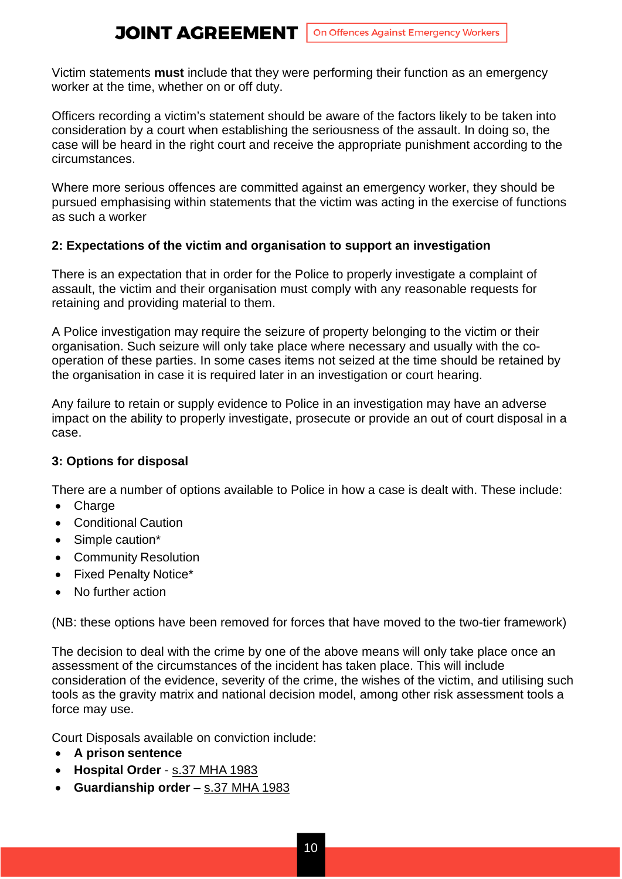Victim statements **must** include that they were performing their function as an emergency worker at the time, whether on or off duty.

Officers recording a victim's statement should be aware of the factors likely to be taken into consideration by a court when establishing the seriousness of the assault. In doing so, the case will be heard in the right court and receive the appropriate punishment according to the circumstances.

Where more serious offences are committed against an emergency worker, they should be pursued emphasising within statements that the victim was acting in the exercise of functions as such a worker

**2: Expectations of the victim and organisation to support an investigation**

There is an expectation that in order for the Police to properly investigate a complaint of assault, the victim and their organisation must comply with any reasonable requests for retaining and providing material to them.

A Police investigation may require the seizure of property belonging to the victim or their organisation. Such seizure will only take place where necessary and usually with the co-operation of these parties. In some cases items not seized at the time should be retained by the organisation in case it is required later in an investigation or court hearing.

Any failure to retain or supply evidence to Police in an investigation may have an adverse impact on the ability to properly investigate, prosecute or provide an out of court disposal in a case.

**3: Options for disposal**

There are a number of options available to Police in how a case is dealt with. These include:

- Charge
- Conditional Caution
- Simple caution*
- Community Resolution
- Fixed Penalty Notice*
- No further action

(NB: these options have been removed for forces that have moved to the two-tier framework)

The decision to deal with the crime by one of the above means will only take place once an assessment of the circumstances of the incident has taken place. This will include consideration of the evidence, severity of the crime, the wishes of the victim, and utilising such tools as the gravity matrix and national decision model, among other risk assessment tools a force may use.

Court Disposals available on conviction include:

- **A prison sentence**
- **Hospital Order** - s.37 MHA 1983
- **Guardianship order** – s.37 MHA 1983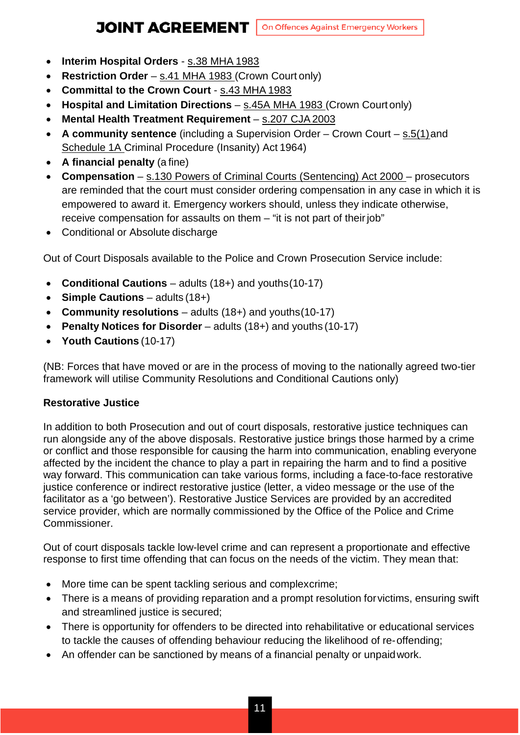- **Interim Hospital Orders** - s.38 MHA 1983
- **Restriction Order** – s.41 MHA 1983 (Crown Court only)
- **Committal to the Crown Court** - s.43 MHA 1983
- **Hospital and Limitation Directions** – s.45A MHA 1983 (Crown Court only)
- **Mental Health Treatment Requirement** – s.207 CJA 2003
- **A community sentence** (including a Supervision Order – Crown Court – s.5(1) and Schedule 1A Criminal Procedure (Insanity) Act 1964)
- **A financial penalty** (a fine)
- **Compensation** – s.130 Powers of Criminal Courts (Sentencing) Act 2000 – prosecutors are reminded that the court must consider ordering compensation in any case in which it is empowered to award it. Emergency workers should, unless they indicate otherwise, receive compensation for assaults on them – "it is not part of their job"
- Conditional or Absolute discharge

Out of Court Disposals available to the Police and Crown Prosecution Service include:

- **Conditional Cautions** – adults (18+) and youths (10-17)
- **Simple Cautions** – adults (18+)
- **Community resolutions** – adults (18+) and youths (10-17)
- **Penalty Notices for Disorder** – adults (18+) and youths (10-17)
- **Youth Cautions** (10-17)

(NB: Forces that have moved or are in the process of moving to the nationally agreed two-tier framework will utilise Community Resolutions and Conditional Cautions only)

**Restorative Justice**

In addition to both Prosecution and out of court disposals, restorative justice techniques can run alongside any of the above disposals. Restorative justice brings those harmed by a crime or conflict and those responsible for causing the harm into communication, enabling everyone affected by the incident the chance to play a part in repairing the harm and to find a positive way forward. This communication can take various forms, including a face-to-face restorative justice conference or indirect restorative justice (letter, a video message or the use of the facilitator as a 'go between'). Restorative Justice Services are provided by an accredited service provider, which are normally commissioned by the Office of the Police and Crime Commissioner.

Out of court disposals tackle low-level crime and can represent a proportionate and effective response to first time offending that can focus on the needs of the victim. They mean that:

- More time can be spent tackling serious and complex crime;
- There is a means of providing reparation and a prompt resolution for victims, ensuring swift and streamlined justice is secured;
- There is opportunity for offenders to be directed into rehabilitative or educational services to tackle the causes of offending behaviour reducing the likelihood of re-offending;
- An offender can be sanctioned by means of a financial penalty or unpaid work.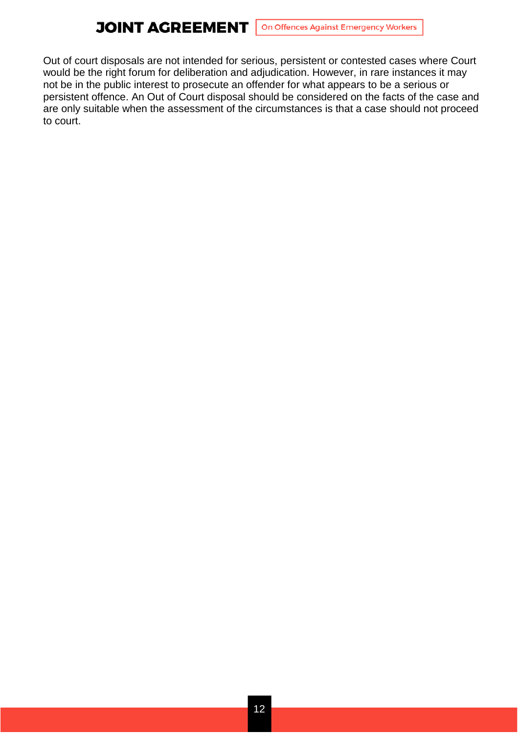Out of court disposals are not intended for serious, persistent or contested cases where Court would be the right forum for deliberation and adjudication. However, in rare instances it may not be in the public interest to prosecute an offender for what appears to be a serious or persistent offence. An Out of Court disposal should be considered on the facts of the case and are only suitable when the assessment of the circumstances is that a case should not proceed to court.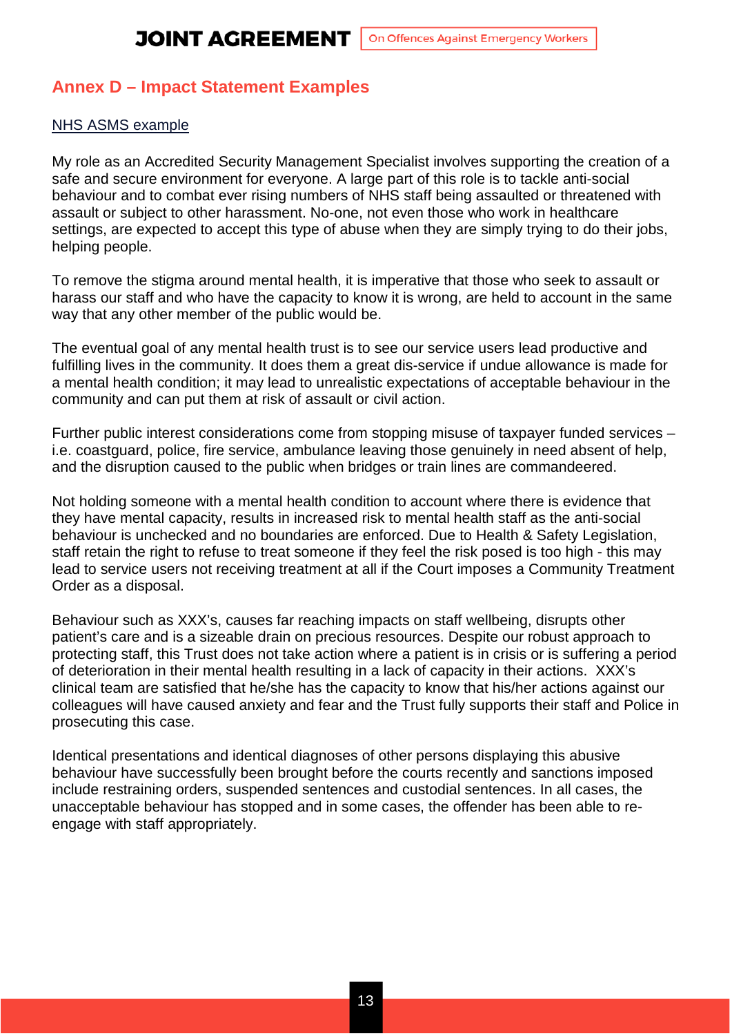## Annex D – Impact Statement Examples

NHS ASMS example

My role as an Accredited Security Management Specialist involves supporting the creation of a safe and secure environment for everyone. A large part of this role is to tackle anti-social behaviour and to combat ever rising numbers of NHS staff being assaulted or threatened with assault or subject to other harassment. No-one, not even those who work in healthcare settings, are expected to accept this type of abuse when they are simply trying to do their jobs, helping people.

To remove the stigma around mental health, it is imperative that those who seek to assault or harass our staff and who have the capacity to know it is wrong, are held to account in the same way that any other member of the public would be.

The eventual goal of any mental health trust is to see our service users lead productive and fulfilling lives in the community. It does them a great dis-service if undue allowance is made for a mental health condition; it may lead to unrealistic expectations of acceptable behaviour in the community and can put them at risk of assault or civil action.

Further public interest considerations come from stopping misuse of taxpayer funded services – i.e. coastguard, police, fire service, ambulance leaving those genuinely in need absent of help, and the disruption caused to the public when bridges or train lines are commandeered.

Not holding someone with a mental health condition to account where there is evidence that they have mental capacity, results in increased risk to mental health staff as the anti-social behaviour is unchecked and no boundaries are enforced. Due to Health & Safety Legislation, staff retain the right to refuse to treat someone if they feel the risk posed is too high - this may lead to service users not receiving treatment at all if the Court imposes a Community Treatment Order as a disposal.

Behaviour such as XXX's, causes far reaching impacts on staff wellbeing, disrupts other patient's care and is a sizeable drain on precious resources. Despite our robust approach to protecting staff, this Trust does not take action where a patient is in crisis or is suffering a period of deterioration in their mental health resulting in a lack of capacity in their actions. XXX's clinical team are satisfied that he/she has the capacity to know that his/her actions against our colleagues will have caused anxiety and fear and the Trust fully supports their staff and Police in prosecuting this case.

Identical presentations and identical diagnoses of other persons displaying this abusive behaviour have successfully been brought before the courts recently and sanctions imposed include restraining orders, suspended sentences and custodial sentences. In all cases, the unacceptable behaviour has stopped and in some cases, the offender has been able to re-engage with staff appropriately.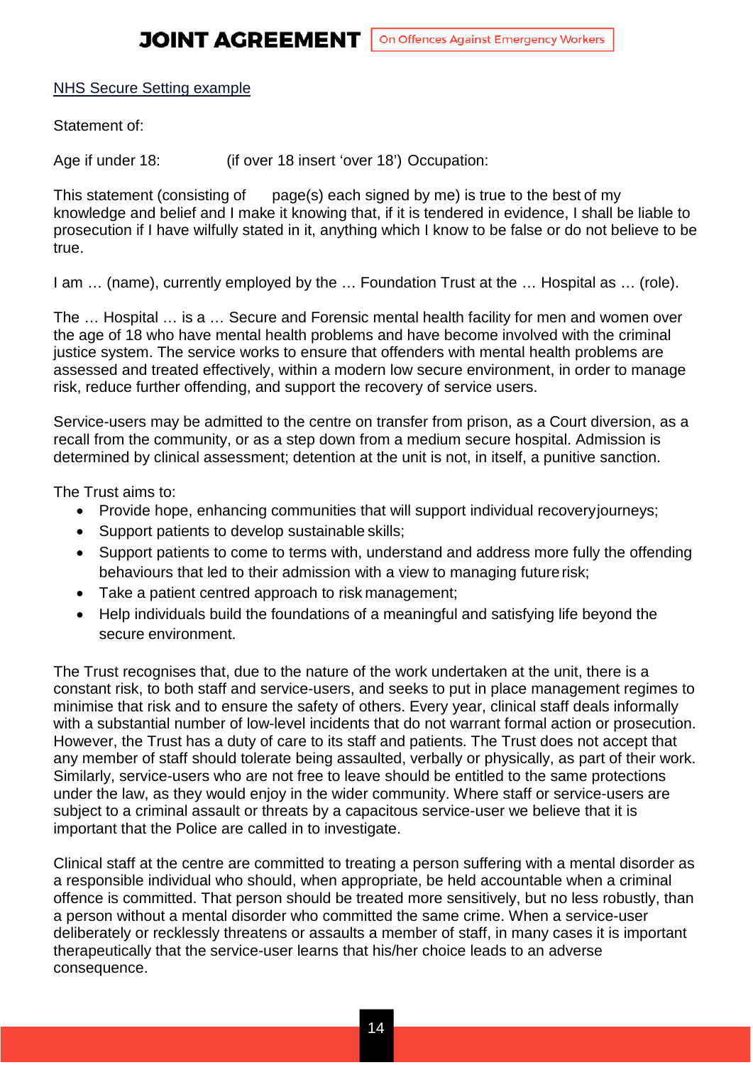NHS Secure Setting example

Statement of:

Age if under 18: (if over 18 insert 'over 18') Occupation:

This statement (consisting of page(s) each signed by me) is true to the best of my knowledge and belief and I make it knowing that, if it is tendered in evidence, I shall be liable to prosecution if I have wilfully stated in it, anything which I know to be false or do not believe to be true.

I am … (name), currently employed by the … Foundation Trust at the … Hospital as … (role).

The … Hospital … is a … Secure and Forensic mental health facility for men and women over the age of 18 who have mental health problems and have become involved with the criminal justice system. The service works to ensure that offenders with mental health problems are assessed and treated effectively, within a modern low secure environment, in order to manage risk, reduce further offending, and support the recovery of service users.

Service-users may be admitted to the centre on transfer from prison, as a Court diversion, as a recall from the community, or as a step down from a medium secure hospital. Admission is determined by clinical assessment; detention at the unit is not, in itself, a punitive sanction.

The Trust aims to:

- Provide hope, enhancing communities that will support individual recovery journeys;
- Support patients to develop sustainable skills;
- Support patients to come to terms with, understand and address more fully the offending behaviours that led to their admission with a view to managing future risk;
- Take a patient centred approach to risk management;
- Help individuals build the foundations of a meaningful and satisfying life beyond the secure environment.

The Trust recognises that, due to the nature of the work undertaken at the unit, there is a constant risk, to both staff and service-users, and seeks to put in place management regimes to minimise that risk and to ensure the safety of others. Every year, clinical staff deals informally with a substantial number of low-level incidents that do not warrant formal action or prosecution. However, the Trust has a duty of care to its staff and patients. The Trust does not accept that any member of staff should tolerate being assaulted, verbally or physically, as part of their work. Similarly, service-users who are not free to leave should be entitled to the same protections under the law, as they would enjoy in the wider community. Where staff or service-users are subject to a criminal assault or threats by a capacitous service-user we believe that it is important that the Police are called in to investigate.

Clinical staff at the centre are committed to treating a person suffering with a mental disorder as a responsible individual who should, when appropriate, be held accountable when a criminal offence is committed. That person should be treated more sensitively, but no less robustly, than a person without a mental disorder who committed the same crime. When a service-user deliberately or recklessly threatens or assaults a member of staff, in many cases it is important therapeutically that the service-user learns that his/her choice leads to an adverse consequence.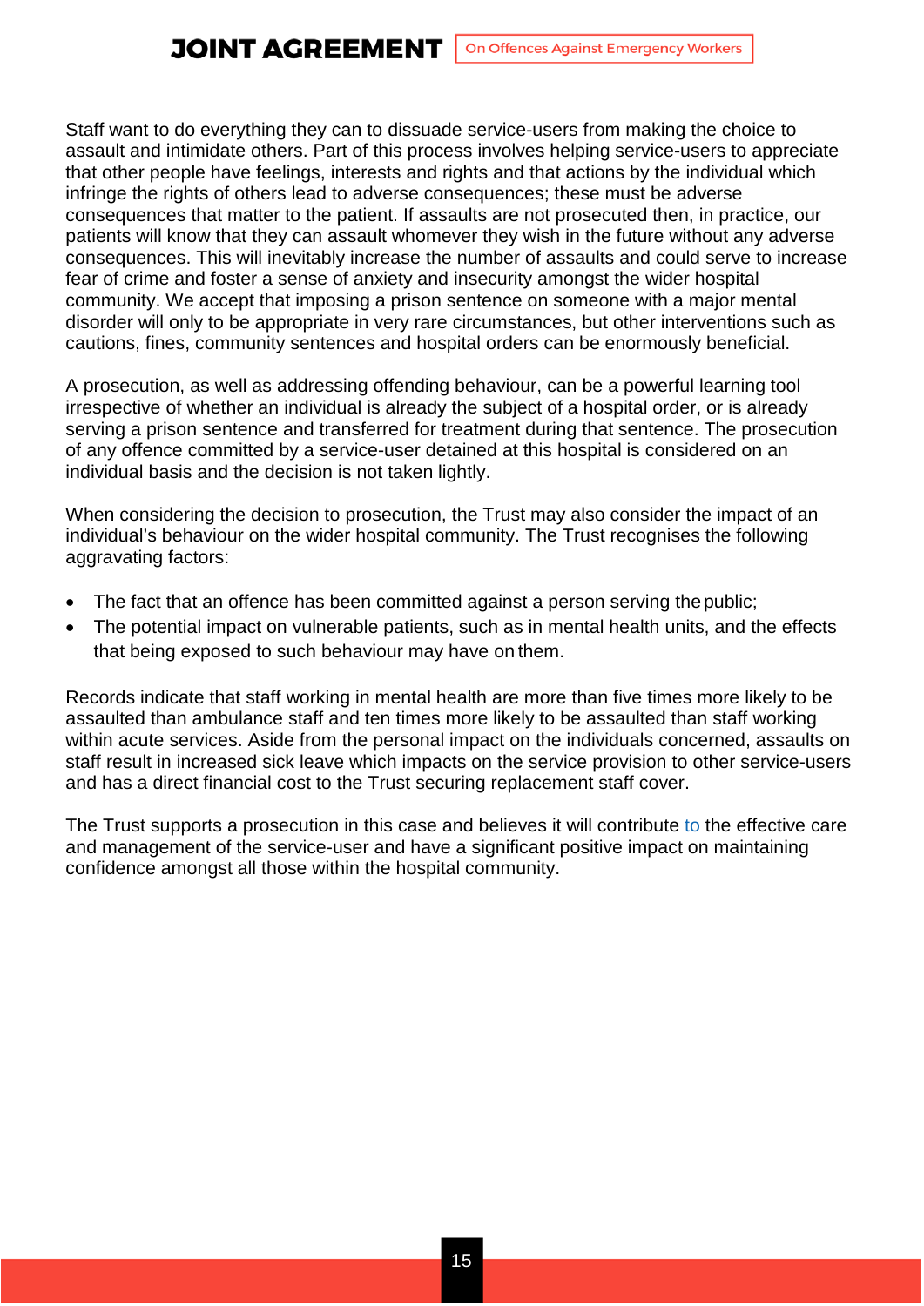Staff want to do everything they can to dissuade service-users from making the choice to assault and intimidate others. Part of this process involves helping service-users to appreciate that other people have feelings, interests and rights and that actions by the individual which infringe the rights of others lead to adverse consequences; these must be adverse consequences that matter to the patient. If assaults are not prosecuted then, in practice, our patients will know that they can assault whomever they wish in the future without any adverse consequences. This will inevitably increase the number of assaults and could serve to increase fear of crime and foster a sense of anxiety and insecurity amongst the wider hospital community. We accept that imposing a prison sentence on someone with a major mental disorder will only to be appropriate in very rare circumstances, but other interventions such as cautions, fines, community sentences and hospital orders can be enormously beneficial.

A prosecution, as well as addressing offending behaviour, can be a powerful learning tool irrespective of whether an individual is already the subject of a hospital order, or is already serving a prison sentence and transferred for treatment during that sentence. The prosecution of any offence committed by a service-user detained at this hospital is considered on an individual basis and the decision is not taken lightly.

When considering the decision to prosecution, the Trust may also consider the impact of an individual's behaviour on the wider hospital community. The Trust recognises the following aggravating factors:

- The fact that an offence has been committed against a person serving the public;
- The potential impact on vulnerable patients, such as in mental health units, and the effects that being exposed to such behaviour may have on them.

Records indicate that staff working in mental health are more than five times more likely to be assaulted than ambulance staff and ten times more likely to be assaulted than staff working within acute services. Aside from the personal impact on the individuals concerned, assaults on staff result in increased sick leave which impacts on the service provision to other service-users and has a direct financial cost to the Trust securing replacement staff cover.

The Trust supports a prosecution in this case and believes it will contribute to the effective care and management of the service-user and have a significant positive impact on maintaining confidence amongst all those within the hospital community.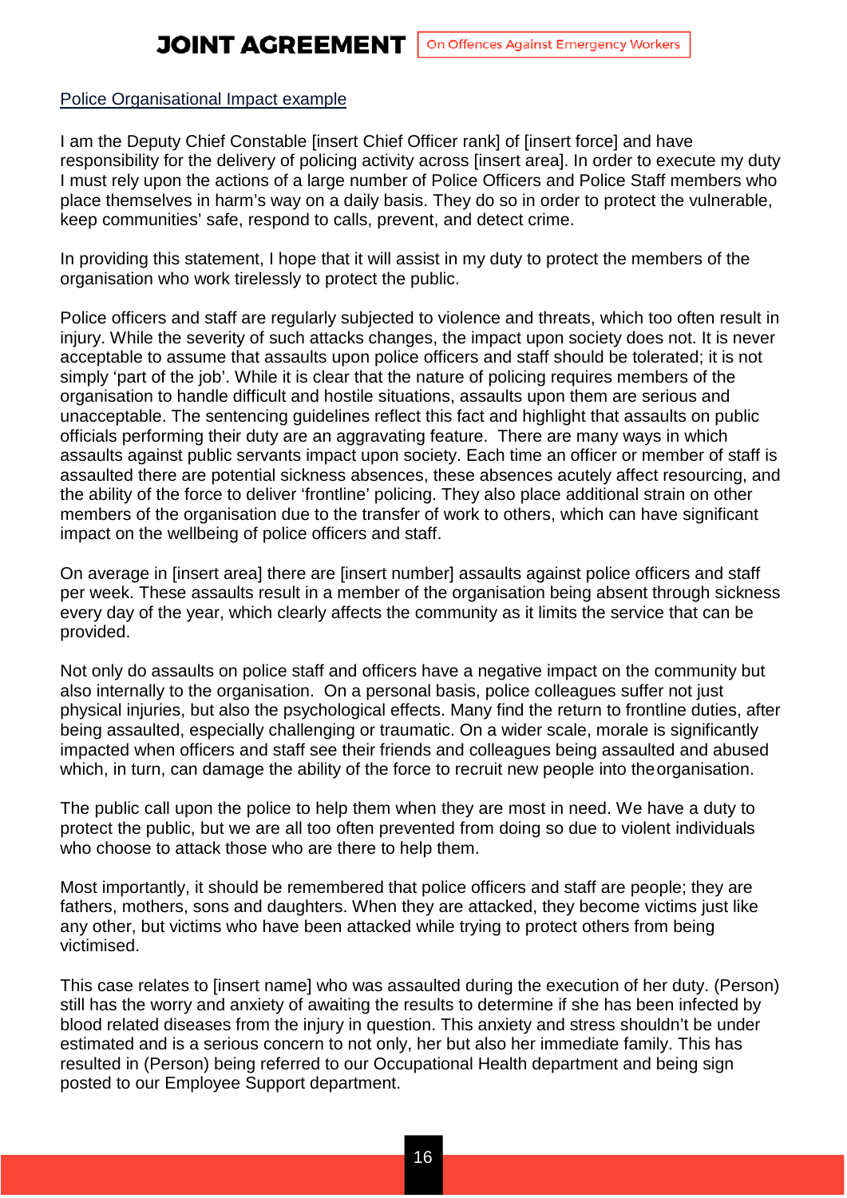Police Organisational Impact example

I am the Deputy Chief Constable [insert Chief Officer rank] of [insert force] and have responsibility for the delivery of policing activity across [insert area]. In order to execute my duty I must rely upon the actions of a large number of Police Officers and Police Staff members who place themselves in harm's way on a daily basis. They do so in order to protect the vulnerable, keep communities' safe, respond to calls, prevent, and detect crime.

In providing this statement, I hope that it will assist in my duty to protect the members of the organisation who work tirelessly to protect the public.

Police officers and staff are regularly subjected to violence and threats, which too often result in injury. While the severity of such attacks changes, the impact upon society does not. It is never acceptable to assume that assaults upon police officers and staff should be tolerated; it is not simply 'part of the job'. While it is clear that the nature of policing requires members of the organisation to handle difficult and hostile situations, assaults upon them are serious and unacceptable. The sentencing guidelines reflect this fact and highlight that assaults on public officials performing their duty are an aggravating feature. There are many ways in which assaults against public servants impact upon society. Each time an officer or member of staff is assaulted there are potential sickness absences, these absences acutely affect resourcing, and the ability of the force to deliver 'frontline' policing. They also place additional strain on other members of the organisation due to the transfer of work to others, which can have significant impact on the wellbeing of police officers and staff.

On average in [insert area] there are [insert number] assaults against police officers and staff per week. These assaults result in a member of the organisation being absent through sickness every day of the year, which clearly affects the community as it limits the service that can be provided.

Not only do assaults on police staff and officers have a negative impact on the community but also internally to the organisation. On a personal basis, police colleagues suffer not just physical injuries, but also the psychological effects. Many find the return to frontline duties, after being assaulted, especially challenging or traumatic. On a wider scale, morale is significantly impacted when officers and staff see their friends and colleagues being assaulted and abused which, in turn, can damage the ability of the force to recruit new people into the organisation.

The public call upon the police to help them when they are most in need. We have a duty to protect the public, but we are all too often prevented from doing so due to violent individuals who choose to attack those who are there to help them.

Most importantly, it should be remembered that police officers and staff are people; they are fathers, mothers, sons and daughters. When they are attacked, they become victims just like any other, but victims who have been attacked while trying to protect others from being victimised.

This case relates to [insert name] who was assaulted during the execution of her duty. (Person) still has the worry and anxiety of awaiting the results to determine if she has been infected by blood related diseases from the injury in question. This anxiety and stress shouldn't be under estimated and is a serious concern to not only, her but also her immediate family. This has resulted in (Person) being referred to our Occupational Health department and being sign posted to our Employee Support department.